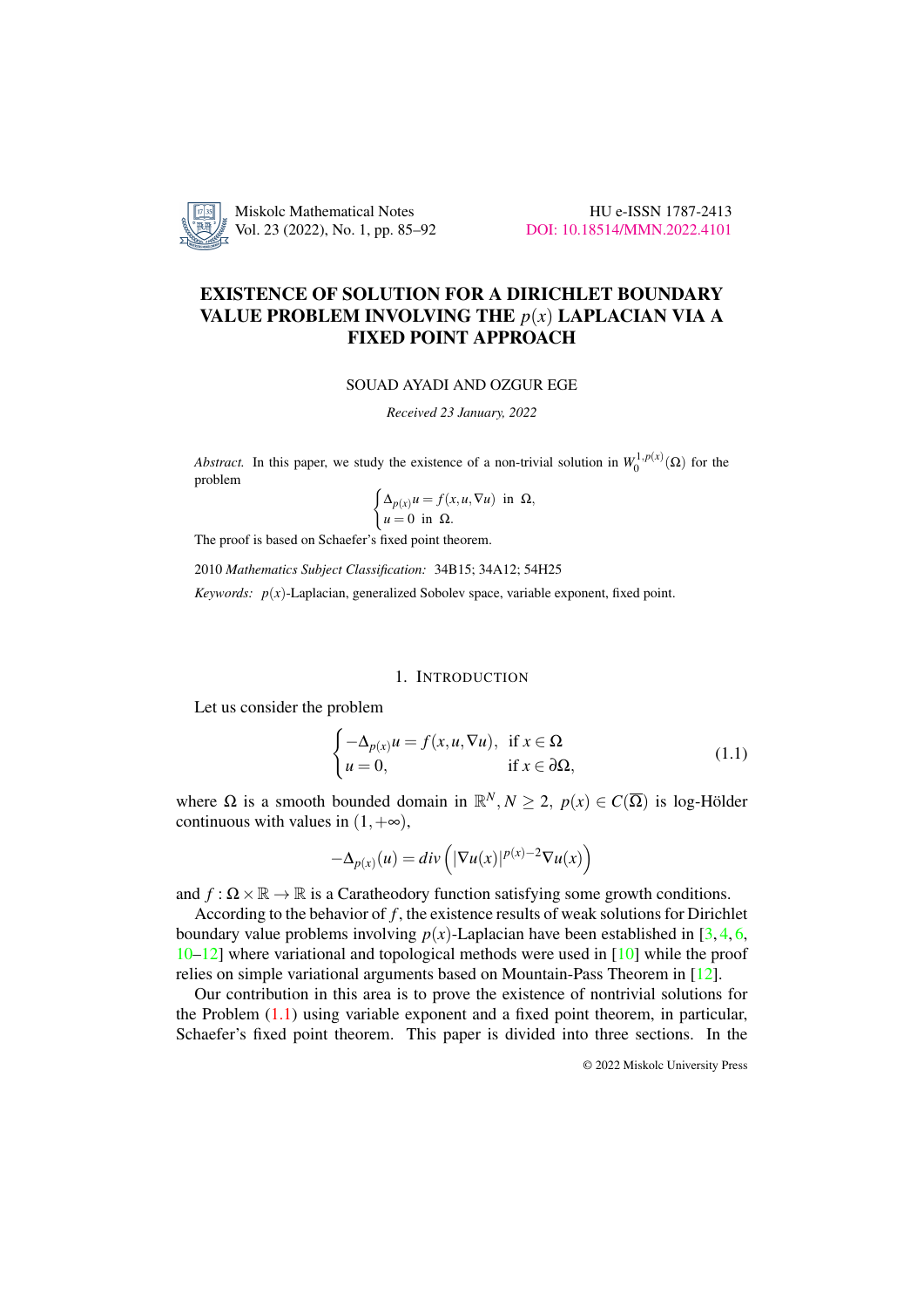# EXISTENCE OF SOLUTION FOR A DIRICHLET BOUNDARY VALUE PROBLEM INVOLVING THE $p(x)$ LAPLACIAN VIA A FIXED POINT APPROACH

SOUAD AYADI AND OZGUR EGE

*Received 23 January, 2022*

*Abstract.* In this paper, we study the existence of a non-trivial solution in $W_0^{1,p(x)}(\Omega)$ for the problem

$$\begin{cases} \Delta_{p(x)}u = f(x,u,\nabla u) \text{ in } \Omega, \\ u = 0 \text{ in } \Omega. \end{cases}$$

The proof is based on Schaefer's fixed point theorem.

2010 *Mathematics Subject Classification:* 34B15; 34A12; 54H25

*Keywords:* $p(x)$-Laplacian, generalized Sobolev space, variable exponent, fixed point.

## 1. Introduction

Let us consider the problem

$$\begin{cases} -\Delta_{p(x)}u = f(x,u,\nabla u), & \text{if } x \in \Omega \\ u = 0, & \text{if } x \in \partial\Omega, \end{cases} \tag{1.1}$$

where $\Omega$ is a smooth bounded domain in $\mathbb{R}^N, N \geq 2$, $p(x) \in C(\overline{\Omega})$ is log-Hölder continuous with values in $(1,+\infty)$,

$$-\Delta_{p(x)}(u) = div\left(|\nabla u(x)|^{p(x)-2}\nabla u(x)\right)$$

and $f : \Omega \times \mathbb{R} \to \mathbb{R}$ is a Caratheodory function satisfying some growth conditions.

According to the behavior of $f$, the existence results of weak solutions for Dirichlet boundary value problems involving $p(x)$-Laplacian have been established in [3, 4, 6, 10–12] where variational and topological methods were used in [10] while the proof relies on simple variational arguments based on Mountain-Pass Theorem in [12].

Our contribution in this area is to prove the existence of nontrivial solutions for the Problem (1.1) using variable exponent and a fixed point theorem, in particular, Schaefer's fixed point theorem. This paper is divided into three sections. In the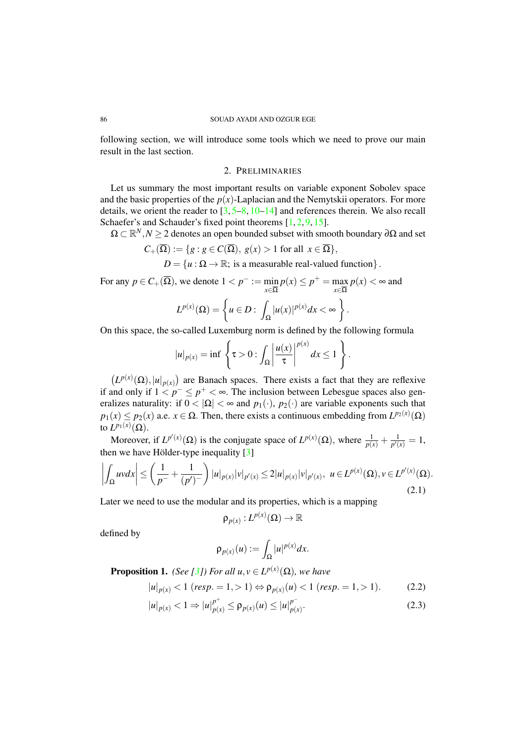following section, we will introduce some tools which we need to prove our main result in the last section.

## 2. Preliminaries

Let us summary the most important results on variable exponent Sobolev space and the basic properties of the $p(x)$-Laplacian and the Nemytskii operators. For more details, we orient the reader to [3, 5–8, 10–14] and references therein. We also recall Schaefer's and Schauder's fixed point theorems [1, 2, 9, 15].

$\Omega \subset \mathbb{R}^N, N \geq 2$ denotes an open bounded subset with smooth boundary $\partial\Omega$ and set

$$C_+(\overline{\Omega}) := \{g : g \in C(\overline{\Omega}),\ g(x) > 1 \text{ for all } x \in \overline{\Omega}\},$$

$$D = \{u : \Omega \to \mathbb{R}; \text{ is a measurable real-valued function}\}.$$

For any $p \in C_+(\overline{\Omega})$, we denote $1 < p^- := \min_{x\in\overline{\Omega}} p(x) \leq p^+ = \max_{x\in\overline{\Omega}} p(x) < \infty$ and

$$L^{p(x)}(\Omega) = \left\{ u \in D : \int_\Omega |u(x)|^{p(x)} dx < \infty \right\}.$$

On this space, the so-called Luxemburg norm is defined by the following formula

$$|u|_{p(x)} = \inf \left\{ \tau > 0 : \int_\Omega \left| \frac{u(x)}{\tau} \right|^{p(x)} dx \leq 1 \right\}.$$

$\left(L^{p(x)}(\Omega), |u|_{p(x)}\right)$ are Banach spaces. There exists a fact that they are reflexive if and only if $1 < p^- \leq p^+ < \infty$. The inclusion between Lebesgue spaces also generalizes naturality: if $0 < |\Omega| < \infty$ and $p_1(\cdot)$, $p_2(\cdot)$ are variable exponents such that $p_1(x) \leq p_2(x)$ a.e. $x \in \Omega$. Then, there exists a continuous embedding from $L^{p_2(x)}(\Omega)$ to $L^{p_1(x)}(\Omega)$.

Moreover, if $L^{p'(x)}(\Omega)$ is the conjugate space of $L^{p(x)}(\Omega)$, where $\frac{1}{p(x)} + \frac{1}{p'(x)} = 1$, then we have Hölder-type inequality [3]

$$\left| \int_\Omega uv dx \right| \leq \left( \frac{1}{p^-} + \frac{1}{(p')^-} \right) |u|_{p(x)} |v|_{p'(x)} \leq 2|u|_{p(x)} |v|_{p'(x)},\ u \in L^{p(x)}(\Omega), v \in L^{p'(x)}(\Omega). \tag{2.1}$$

Later we need to use the modular and its properties, which is a mapping

$$\rho_{p(x)} : L^{p(x)}(\Omega) \to \mathbb{R}$$

defined by

$$\rho_{p(x)}(u) := \int_\Omega |u|^{p(x)} dx.$$

**Proposition 1.** *(See [3]) For all $u, v \in L^{p(x)}(\Omega)$, we have*

$$|u|_{p(x)} < 1\ (resp. = 1, > 1) \Leftrightarrow \rho_{p(x)}(u) < 1\ (resp. = 1, > 1). \tag{2.2}$$

$$|u|_{p(x)} < 1 \Rightarrow |u|_{p(x)}^{p^+} \leq \rho_{p(x)}(u) \leq |u|_{p(x)}^{p^-}. \tag{2.3}$$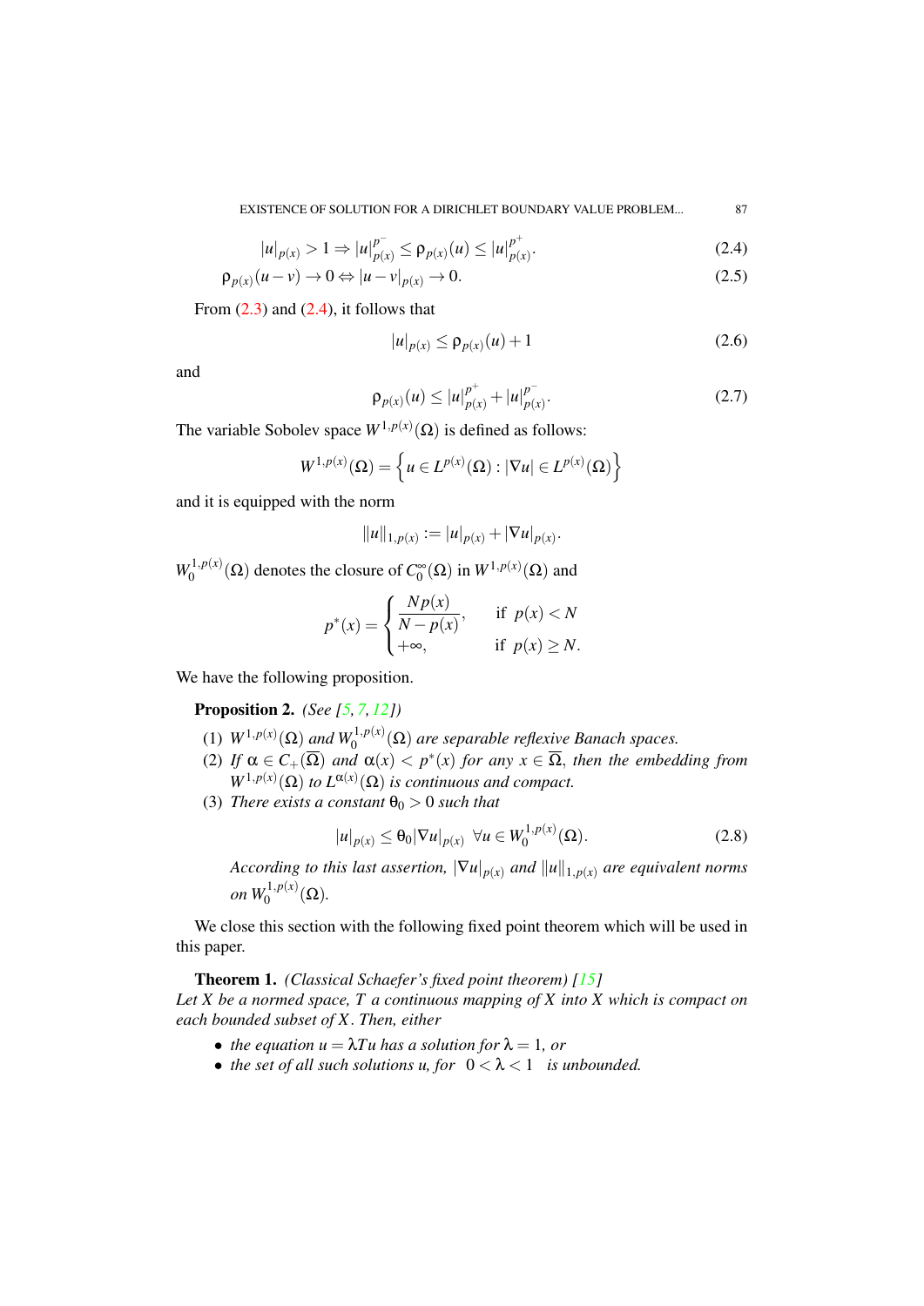$$|u|_{p(x)} > 1 \Rightarrow |u|_{p(x)}^{p^-} \leq \rho_{p(x)}(u) \leq |u|_{p(x)}^{p^+}. \tag{2.4}$$

$$\rho_{p(x)}(u - v) \to 0 \Leftrightarrow |u - v|_{p(x)} \to 0. \tag{2.5}$$

From (2.3) and (2.4), it follows that

$$|u|_{p(x)} \leq \rho_{p(x)}(u) + 1 \tag{2.6}$$

and

$$\rho_{p(x)}(u) \leq |u|_{p(x)}^{p^+} + |u|_{p(x)}^{p^-}. \tag{2.7}$$

The variable Sobolev space $W^{1,p(x)}(\Omega)$ is defined as follows:

$$W^{1,p(x)}(\Omega) = \left\{ u \in L^{p(x)}(\Omega) : |\nabla u| \in L^{p(x)}(\Omega) \right\}$$

and it is equipped with the norm

$$\|u\|_{1,p(x)} := |u|_{p(x)} + |\nabla u|_{p(x)}.$$

$W_0^{1,p(x)}(\Omega)$ denotes the closure of $C_0^\infty(\Omega)$ in $W^{1,p(x)}(\Omega)$ and

$$p^*(x) = \begin{cases} \dfrac{Np(x)}{N - p(x)}, & \text{if } p(x) < N \\ +\infty, & \text{if } p(x) \geq N. \end{cases}$$

We have the following proposition.

**Proposition 2.** *(See [5, 7, 12])*

1. $W^{1,p(x)}(\Omega)$ *and* $W_0^{1,p(x)}(\Omega)$ *are separable reflexive Banach spaces.*
2. *If* $\alpha \in C_+(\overline{\Omega})$ *and* $\alpha(x) < p^*(x)$ *for any* $x \in \overline{\Omega}$*, then the embedding from* $W^{1,p(x)}(\Omega)$ *to* $L^{\alpha(x)}(\Omega)$ *is continuous and compact.*
3. *There exists a constant* $\theta_0 > 0$ *such that*

$$|u|_{p(x)} \leq \theta_0 |\nabla u|_{p(x)} \quad \forall u \in W_0^{1,p(x)}(\Omega). \tag{2.8}$$

*According to this last assertion,* $|\nabla u|_{p(x)}$ *and* $\|u\|_{1,p(x)}$ *are equivalent norms on* $W_0^{1,p(x)}(\Omega)$*.*

We close this section with the following fixed point theorem which will be used in this paper.

**Theorem 1.** *(Classical Schaefer's fixed point theorem) [15]*
*Let* $X$ *be a normed space,* $T$ *a continuous mapping of* $X$ *into* $X$ *which is compact on each bounded subset of* $X$*. Then, either*

- *the equation* $u = \lambda T u$ *has a solution for* $\lambda = 1$*, or*
- *the set of all such solutions* $u$*, for* $0 < \lambda < 1$ *is unbounded.*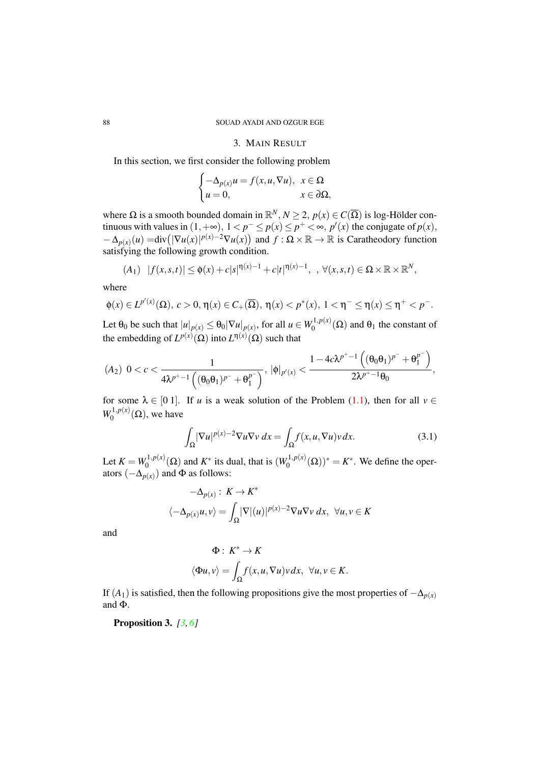## 3. MAIN RESULT

In this section, we first consider the following problem

$$\begin{cases} -\Delta_{p(x)} u = f(x,u,\nabla u), & x \in \Omega \\ u = 0, & x \in \partial\Omega, \end{cases}$$

where $\Omega$ is a smooth bounded domain in $\mathbb{R}^N$, $N \geq 2$, $p(x) \in C(\overline{\Omega})$ is log-Hölder continuous with values in $(1,+\infty)$, $1 < p^- \leq p(x) \leq p^+ < \infty$, $p'(x)$ the conjugate of $p(x)$, $-\Delta_{p(x)}(u) = \text{div}\big(|\nabla u(x)|^{p(x)-2}\nabla u(x)\big)$ and $f : \Omega \times \mathbb{R} \to \mathbb{R}$ is Caratheodory function satisfying the following growth condition.

$$(A_1) \quad |f(x,s,t)| \leq \phi(x) + c|s|^{\eta(x)-1} + c|t|^{\eta(x)-1}, \ , \ \forall (x,s,t) \in \Omega \times \mathbb{R} \times \mathbb{R}^N,$$

where

$$\phi(x) \in L^{p'(x)}(\Omega),\ c > 0, \eta(x) \in C_+(\overline{\Omega}),\ \eta(x) < p^*(x),\ 1 < \eta^- \leq \eta(x) \leq \eta^+ < p^-.$$

Let $\theta_0$ be such that $|u|_{p(x)} \leq \theta_0 |\nabla u|_{p(x)}$, for all $u \in W_0^{1,p(x)}(\Omega)$ and $\theta_1$ the constant of the embedding of $L^{p(x)}(\Omega)$ into $L^{\eta(x)}(\Omega)$ such that

$$(A_2)\ 0 < c < \frac{1}{4\lambda^{p^+-1}\left((\theta_0\theta_1)^{p^-} + \theta_1^{p^-}\right)},\ |\phi|_{p'(x)} < \frac{1 - 4c\lambda^{p^+-1}\left((\theta_0\theta_1)^{p^-} + \theta_1^{p^-}\right)}{2\lambda^{p^+-1}\theta_0},$$

for some $\lambda \in [0\ 1]$. If $u$ is a weak solution of the Problem (1.1), then for all $v \in W_0^{1,p(x)}(\Omega)$, we have

$$\int_\Omega |\nabla u|^{p(x)-2}\nabla u \nabla v\, dx = \int_\Omega f(x,u,\nabla u) v\, dx. \tag{3.1}$$

Let $K = W_0^{1,p(x)}(\Omega)$ and $K^*$ its dual, that is $(W_0^{1,p(x)}(\Omega))^* = K^*$. We define the operators $(-\Delta_{p(x)})$ and $\Phi$ as follows:

$$-\Delta_{p(x)} :\ K \to K^*$$
$$\langle -\Delta_{p(x)} u, v\rangle = \int_\Omega |\nabla|(u)|^{p(x)-2}\nabla u \nabla v\, dx,\ \ \forall u, v \in K$$

and

$$\Phi :\ K^* \to K$$
$$\langle \Phi u, v\rangle = \int_\Omega f(x,u,\nabla u) v\, dx,\ \ \forall u, v \in K.$$

If $(A_1)$ is satisfied, then the following propositions give the most properties of $-\Delta_{p(x)}$ and $\Phi$.

**Proposition 3.** *[3, 6]*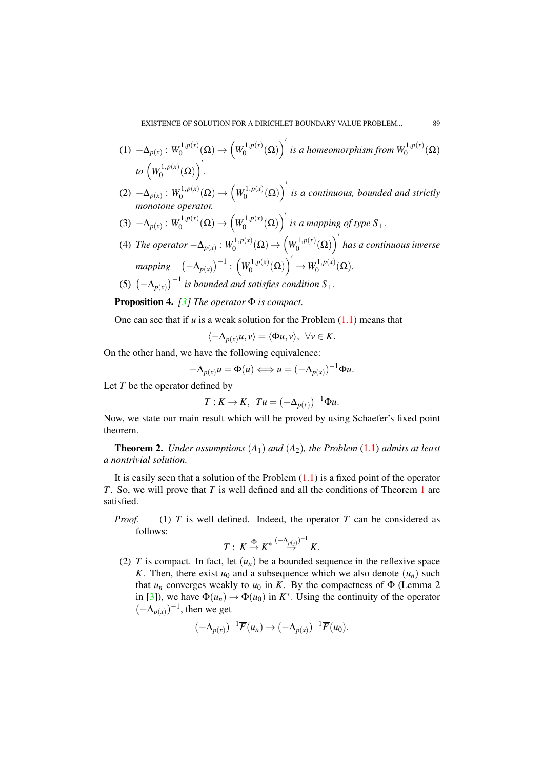(1) $-\Delta_{p(x)} : W_0^{1,p(x)}(\Omega) \to \left(W_0^{1,p(x)}(\Omega)\right)'$ *is a homeomorphism from* $W_0^{1,p(x)}(\Omega)$ *to* $\left(W_0^{1,p(x)}(\Omega)\right)'$.

(2) $-\Delta_{p(x)} : W_0^{1,p(x)}(\Omega) \to \left(W_0^{1,p(x)}(\Omega)\right)'$ *is a continuous, bounded and strictly monotone operator.*

(3) $-\Delta_{p(x)} : W_0^{1,p(x)}(\Omega) \to \left(W_0^{1,p(x)}(\Omega)\right)'$ *is a mapping of type* $S_+$.

(4) *The operator* $-\Delta_{p(x)} : W_0^{1,p(x)}(\Omega) \to \left(W_0^{1,p(x)}(\Omega)\right)'$ *has a continuous inverse mapping* $\left(-\Delta_{p(x)}\right)^{-1} : \left(W_0^{1,p(x)}(\Omega)\right)' \to W_0^{1,p(x)}(\Omega)$.

(5) $\left(-\Delta_{p(x)}\right)^{-1}$ *is bounded and satisfies condition* $S_+$.

**Proposition 4.** *[3] The operator* $\Phi$ *is compact.*

One can see that if $u$ is a weak solution for the Problem (1.1) means that

$$\langle -\Delta_{p(x)}u, v\rangle = \langle \Phi u, v\rangle, \ \forall v \in K.$$

On the other hand, we have the following equivalence:

$$-\Delta_{p(x)}u = \Phi(u) \Longleftrightarrow u = (-\Delta_{p(x)})^{-1}\Phi u.$$

Let $T$ be the operator defined by

$$T : K \to K, \ \ Tu = (-\Delta_{p(x)})^{-1}\Phi u.$$

Now, we state our main result which will be proved by using Schaefer's fixed point theorem.

**Theorem 2.** *Under assumptions* $(A_1)$ *and* $(A_2)$*, the Problem* (1.1) *admits at least a nontrivial solution.*

It is easily seen that a solution of the Problem (1.1) is a fixed point of the operator $T$. So, we will prove that $T$ is well defined and all the conditions of Theorem 1 are satisfied.

*Proof.* (1) $T$ is well defined. Indeed, the operator $T$ can be considered as follows:

$$T : \ K \overset{\Phi}{\to} K^* \overset{(-\Delta_{p(x)})^{-1}}{\to} K.$$

(2) $T$ is compact. In fact, let $(u_n)$ be a bounded sequence in the reflexive space $K$. Then, there exist $u_0$ and a subsequence which we also denote $(u_n)$ such that $u_n$ converges weakly to $u_0$ in $K$. By the compactness of $\Phi$ (Lemma 2 in [3]), we have $\Phi(u_n) \to \Phi(u_0)$ in $K^*$. Using the continuity of the operator $(-\Delta_{p(x)})^{-1}$, then we get

$$(-\Delta_{p(x)})^{-1}\overline{F}(u_n) \to (-\Delta_{p(x)})^{-1}\overline{F}(u_0).$$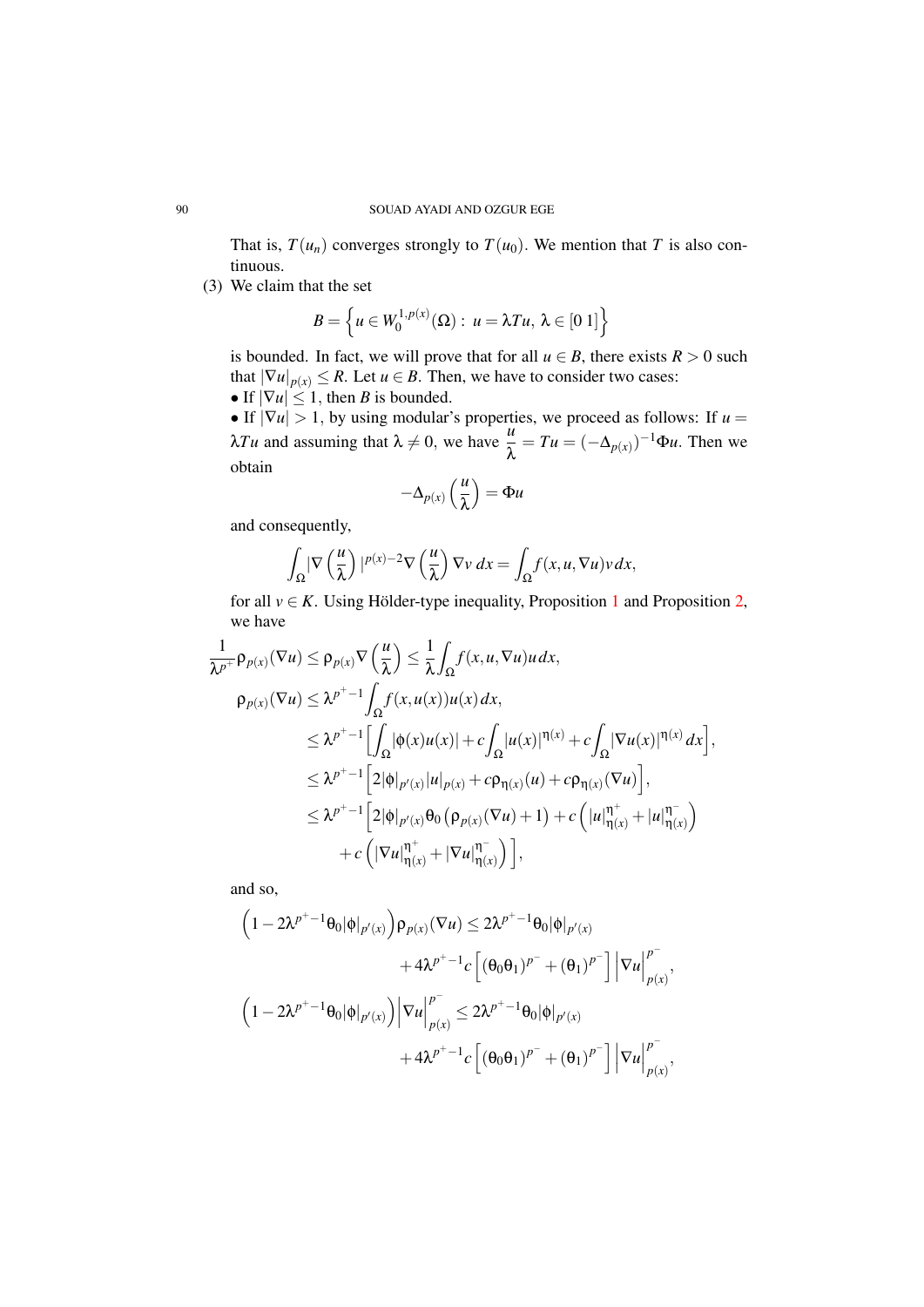That is, $T(u_n)$ converges strongly to $T(u_0)$. We mention that $T$ is also continuous.

(3) We claim that the set

$$B = \left\{ u \in W_0^{1,p(x)}(\Omega) : \ u = \lambda T u, \ \lambda \in [0\ 1] \right\}$$

is bounded. In fact, we will prove that for all $u \in B$, there exists $R > 0$ such that $|\nabla u|_{p(x)} \leq R$. Let $u \in B$. Then, we have to consider two cases:

• If $|\nabla u| \leq 1$, then $B$ is bounded.

• If $|\nabla u| > 1$, by using modular's properties, we proceed as follows: If $u = \lambda T u$ and assuming that $\lambda \neq 0$, we have $\dfrac{u}{\lambda} = Tu = (-\Delta_{p(x)})^{-1}\Phi u$. Then we obtain

$$-\Delta_{p(x)}\left(\frac{u}{\lambda}\right) = \Phi u$$

and consequently,

$$\int_\Omega |\nabla\left(\frac{u}{\lambda}\right)|^{p(x)-2}\nabla\left(\frac{u}{\lambda}\right)\nabla v \, dx = \int_\Omega f(x,u,\nabla u) v \, dx,$$

for all $v \in K$. Using Hölder-type inequality, Proposition 1 and Proposition 2, we have

$$\begin{aligned}
\frac{1}{\lambda^{p^+}}\rho_{p(x)}(\nabla u) &\leq \rho_{p(x)}\nabla\left(\frac{u}{\lambda}\right) \leq \frac{1}{\lambda}\int_\Omega f(x,u,\nabla u) u \, dx, \\
\rho_{p(x)}(\nabla u) &\leq \lambda^{p^+-1}\int_\Omega f(x,u(x))u(x)\, dx, \\
&\leq \lambda^{p^+-1}\Big[\int_\Omega |\phi(x)u(x)| + c\int_\Omega |u(x)|^{\eta(x)} + c\int_\Omega |\nabla u(x)|^{\eta(x)}\, dx\Big], \\
&\leq \lambda^{p^+-1}\Big[2|\phi|_{p'(x)}|u|_{p(x)} + c\rho_{\eta(x)}(u) + c\rho_{\eta(x)}(\nabla u)\Big], \\
&\leq \lambda^{p^+-1}\Big[2|\phi|_{p'(x)}\theta_0\left(\rho_{p(x)}(\nabla u)+1\right) + c\left(|u|^{\eta^+}_{\eta(x)} + |u|^{\eta^-}_{\eta(x)}\right) \\
&\qquad + c\left(|\nabla u|^{\eta^+}_{\eta(x)} + |\nabla u|^{\eta^-}_{\eta(x)}\right)\Big],
\end{aligned}$$

and so,

$$\begin{aligned}
\Big(1 - 2\lambda^{p^+-1}\theta_0|\phi|_{p'(x)}\Big)\rho_{p(x)}(\nabla u) &\leq 2\lambda^{p^+-1}\theta_0|\phi|_{p'(x)} \\
&\quad + 4\lambda^{p^+-1}c\Big[(\theta_0\theta_1)^{p^-} + (\theta_1)^{p^-}\Big]\Big|\nabla u\Big|^{p^-}_{p(x)}, \\
\Big(1 - 2\lambda^{p^+-1}\theta_0|\phi|_{p'(x)}\Big)\Big|\nabla u\Big|^{p^-}_{p(x)} &\leq 2\lambda^{p^+-1}\theta_0|\phi|_{p'(x)} \\
&\quad + 4\lambda^{p^+-1}c\Big[(\theta_0\theta_1)^{p^-} + (\theta_1)^{p^-}\Big]\Big|\nabla u\Big|^{p^-}_{p(x)},
\end{aligned}$$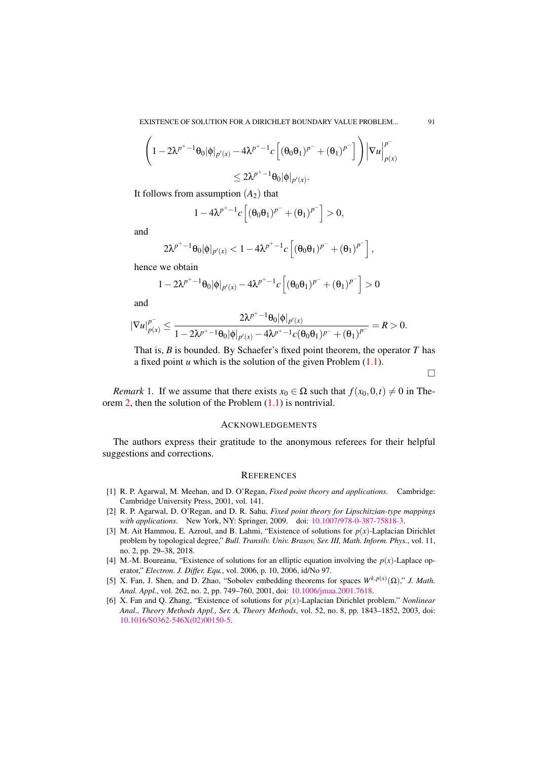$$\left(1-2\lambda^{p^+-1}\theta_0|\phi|_{p'(x)}-4\lambda^{p^+-1}c\left[(\theta_0\theta_1)^{p^-}+(\theta_1)^{p^-}\right]\right)\left|\nabla u\right|^{p^-}_{p(x)}$$
$$\leq 2\lambda^{p^+-1}\theta_0|\phi|_{p'(x)}.$$

It follows from assumption $(A_2)$ that

$$1-4\lambda^{p^+-1}c\left[(\theta_0\theta_1)^{p^-}+(\theta_1)^{p^-}\right]>0,$$

and

$$2\lambda^{p^+-1}\theta_0|\phi|_{p'(x)}<1-4\lambda^{p^+-1}c\left[(\theta_0\theta_1)^{p^-}+(\theta_1)^{p^-}\right],$$

hence we obtain

$$1-2\lambda^{p^+-1}\theta_0|\phi|_{p'(x)}-4\lambda^{p^+-1}c\left[(\theta_0\theta_1)^{p^-}+(\theta_1)^{p^-}\right]>0$$

and

$$|\nabla u|^{p^-}_{p(x)}\leq \frac{2\lambda^{p^+-1}\theta_0|\phi|_{p'(x)}}{1-2\lambda^{p^+-1}\theta_0|\phi|_{p'(x)}-4\lambda^{p^+-1}c(\theta_0\theta_1)^{p^-}+(\theta_1)^{p^-}}=R>0.$$

That is, $B$ is bounded. By Schaefer's fixed point theorem, the operator $T$ has a fixed point $u$ which is the solution of the given Problem (1.1).

□

*Remark* 1. If we assume that there exists $x_0\in\Omega$ such that $f(x_0,0,t)\neq 0$ in Theorem 2, then the solution of the Problem (1.1) is nontrivial.

## Acknowledgements

The authors express their gratitude to the anonymous referees for their helpful suggestions and corrections.

## References

[1] R. P. Agarwal, M. Meehan, and D. O'Regan, *Fixed point theory and applications*. Cambridge: Cambridge University Press, 2001, vol. 141.

[2] R. P. Agarwal, D. O'Regan, and D. R. Sahu, *Fixed point theory for Lipschitzian-type mappings with applications*. New York, NY: Springer, 2009. doi: 10.1007/978-0-387-75818-3.

[3] M. Ait Hammou, E. Azroul, and B. Lahmi, "Existence of solutions for $p(x)$-Laplacian Dirichlet problem by topological degree," *Bull. Transilv. Univ. Brașov, Ser. III, Math. Inform. Phys.*, vol. 11, no. 2, pp. 29–38, 2018.

[4] M.-M. Boureanu, "Existence of solutions for an elliptic equation involving the $p(x)$-Laplace operator," *Electron. J. Differ. Equ.*, vol. 2006, p. 10, 2006, id/No 97.

[5] X. Fan, J. Shen, and D. Zhao, "Sobolev embedding theorems for spaces $W^{k,p(x)}(\Omega)$," *J. Math. Anal. Appl.*, vol. 262, no. 2, pp. 749–760, 2001, doi: 10.1006/jmaa.2001.7618.

[6] X. Fan and Q. Zhang, "Existence of solutions for $p(x)$-Laplacian Dirichlet problem." *Nonlinear Anal., Theory Methods Appl., Ser. A, Theory Methods*, vol. 52, no. 8, pp. 1843–1852, 2003, doi: 10.1016/S0362-546X(02)00150-5.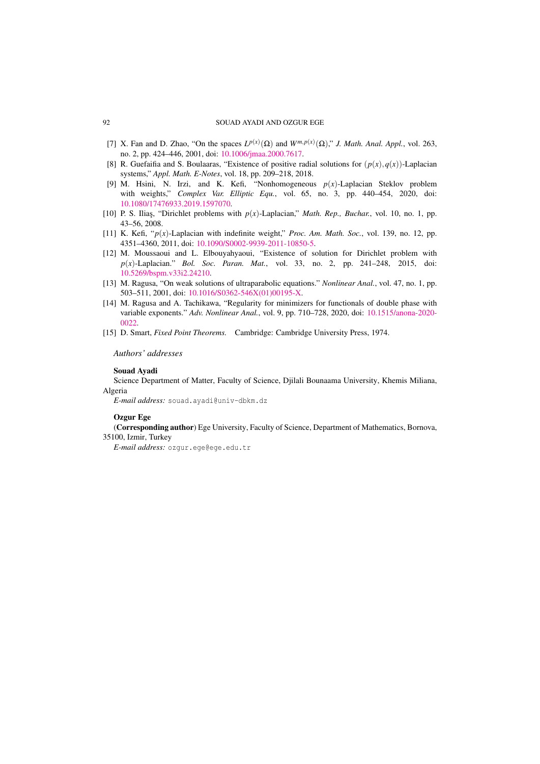[7] X. Fan and D. Zhao, "On the spaces $L^{p(x)}(\Omega)$ and $W^{m,p(x)}(\Omega)$," *J. Math. Anal. Appl.*, vol. 263, no. 2, pp. 424–446, 2001, doi: 10.1006/jmaa.2000.7617.

[8] R. Guefaifia and S. Boulaaras, "Existence of positive radial solutions for $(p(x),q(x))$-Laplacian systems," *Appl. Math. E-Notes*, vol. 18, pp. 209–218, 2018.

[9] M. Hsini, N. Irzi, and K. Kefi, "Nonhomogeneous $p(x)$-Laplacian Steklov problem with weights," *Complex Var. Elliptic Equ.*, vol. 65, no. 3, pp. 440–454, 2020, doi: 10.1080/17476933.2019.1597070.

[10] P. S. Iliaș, "Dirichlet problems with $p(x)$-Laplacian," *Math. Rep., Buchar.*, vol. 10, no. 1, pp. 43–56, 2008.

[11] K. Kefi, "$p(x)$-Laplacian with indefinite weight," *Proc. Am. Math. Soc.*, vol. 139, no. 12, pp. 4351–4360, 2011, doi: 10.1090/S0002-9939-2011-10850-5.

[12] M. Moussaoui and L. Elbouyahyaoui, "Existence of solution for Dirichlet problem with $p(x)$-Laplacian." *Bol. Soc. Paran. Mat.*, vol. 33, no. 2, pp. 241–248, 2015, doi: 10.5269/bspm.v33i2.24210.

[13] M. Ragusa, "On weak solutions of ultraparabolic equations." *Nonlinear Anal.*, vol. 47, no. 1, pp. 503–511, 2001, doi: 10.1016/S0362-546X(01)00195-X.

[14] M. Ragusa and A. Tachikawa, "Regularity for minimizers for functionals of double phase with variable exponents." *Adv. Nonlinear Anal.*, vol. 9, pp. 710–728, 2020, doi: 10.1515/anona-2020-0022.

[15] D. Smart, *Fixed Point Theorems.* Cambridge: Cambridge University Press, 1974.

*Authors' addresses*

**Souad Ayadi**

Science Department of Matter, Faculty of Science, Djilali Bounaama University, Khemis Miliana, Algeria

*E-mail address:* souad.ayadi@univ-dbkm.dz

**Ozgur Ege**

(**Corresponding author**) Ege University, Faculty of Science, Department of Mathematics, Bornova, 35100, Izmir, Turkey

*E-mail address:* ozgur.ege@ege.edu.tr